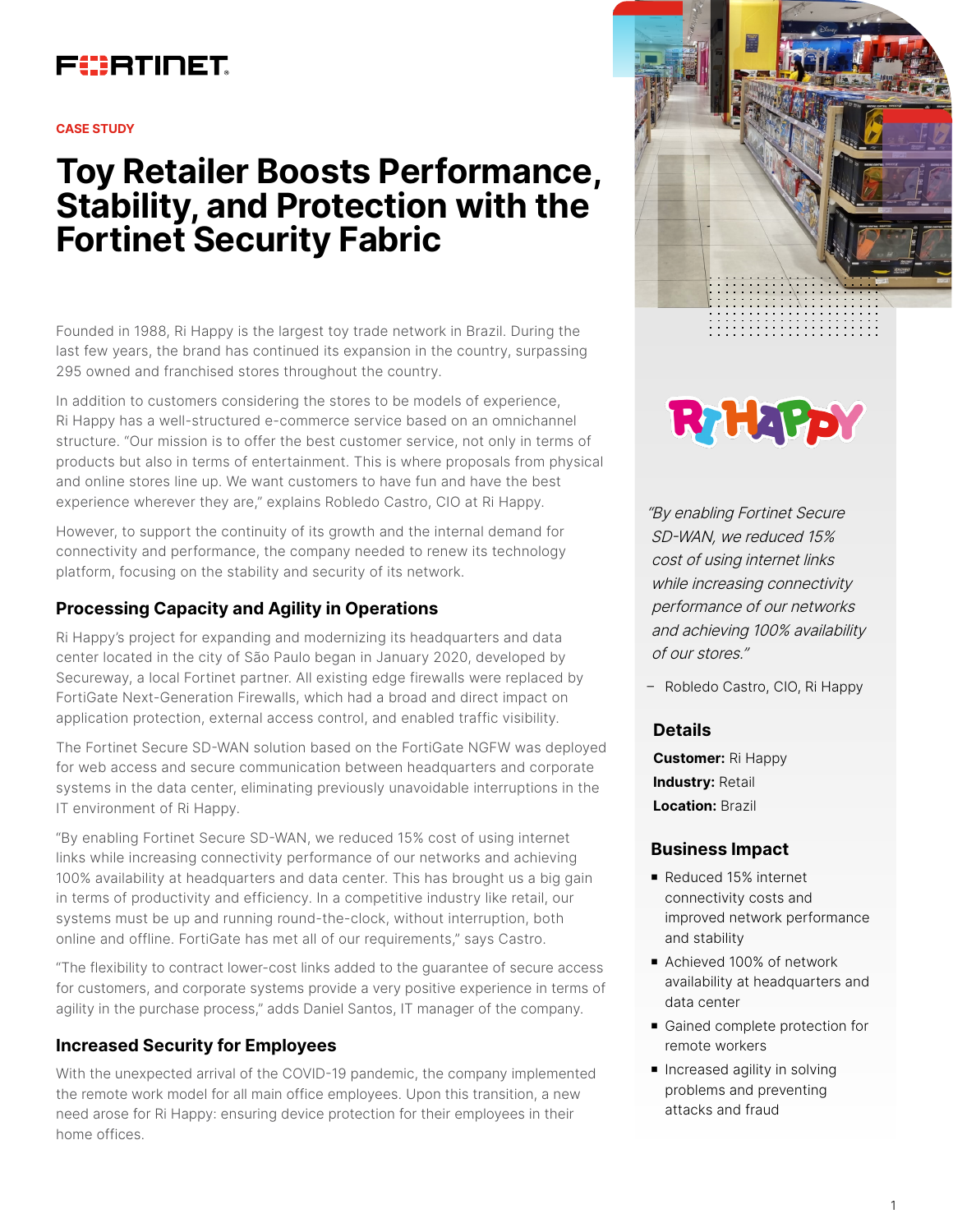CASE STUDY

# Toy Retailer Boosts Performance, Stability, and Protection with the Fortinet Security Fabric

Founded in 1988, Ri Happy is the largest toy trade network in Brazil. During the last few years, the brand has continued its expansion in the country, surpassing 295 owned and franchised stores throughout the country.

In addition to customers considering the stores to be models of experience, Ri Happy has a well-structured e-commerce service based on an omnichannel structure. "Our mission is to offer the best customer service, not only in terms of products but also in terms of entertainment. This is where proposals from physical and online stores line up. We want customers to have fun and have the best experience wherever they are," explains Robledo Castro, CIO at Ri Happy.

However, to support the continuity of its growth and the internal demand for connectivity and performance, the company needed to renew its technology platform, focusing on the stability and security of its network.

## Processing Capacity and Agility in Operations

Ri Happy's project for expanding and modernizing its headquarters and data center located in the city of São Paulo began in January 2020, developed by Secureway, a local Fortinet partner. All existing edge firewalls were replaced by FortiGate Next-Generation Firewalls, which had a broad and direct impact on application protection, external access control, and enabled traffic visibility.

The Fortinet Secure SD-WAN solution based on the FortiGate NGFW was deployed for web access and secure communication between headquarters and corporate systems in the data center, eliminating previously unavoidable interruptions in the IT environment of Ri Happy.

"By enabling Fortinet Secure SD-WAN, we reduced 15% cost of using internet links while increasing connectivity performance of our networks and achieving 100% availability at headquarters and data center. This has brought us a big gain in terms of productivity and efficiency. In a competitive industry like retail, our systems must be up and running round-the-clock, without interruption, both online and offline. FortiGate has met all of our requirements," says Castro.

"The flexibility to contract lower-cost links added to the guarantee of secure access for customers, and corporate systems provide a very positive experience in terms of agility in the purchase process," adds Daniel Santos, IT manager of the company.

## Increased Security for Employees

With the unexpected arrival of the COVID-19 pandemic, the company implemented the remote work model for all main office employees. Upon this transition, a new need arose for Ri Happy: ensuring device protection for their employees in their home offices.

*"By enabling Fortinet Secure SD-WAN, we reduced 15% cost of using internet links while increasing connectivity performance of our networks and achieving 100% availability of our stores."*

– Robledo Castro, CIO, Ri Happy

## Details

**Customer:** Ri Happy

**Industry:** Retail

**Location:** Brazil

## Business Impact

- Reduced 15% internet connectivity costs and improved network performance and stability
- Achieved 100% of network availability at headquarters and data center
- Gained complete protection for remote workers
- Increased agility in solving problems and preventing attacks and fraud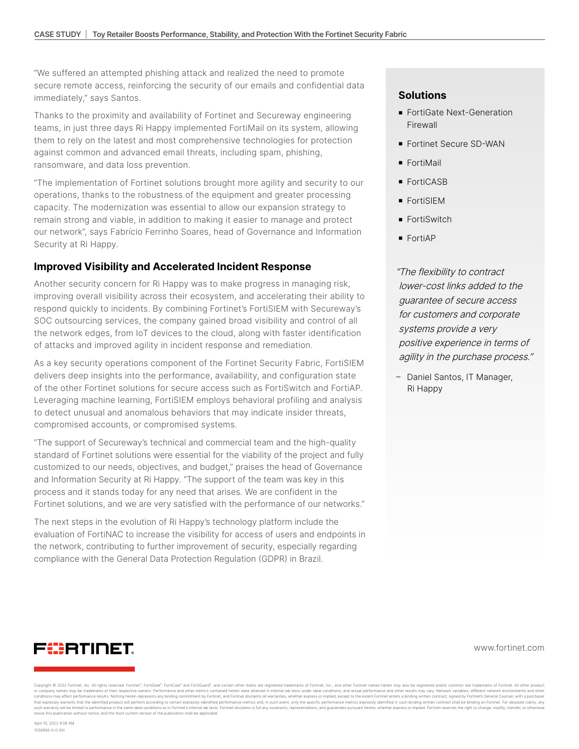"We suffered an attempted phishing attack and realized the need to promote secure remote access, reinforcing the security of our emails and confidential data immediately," says Santos.

Thanks to the proximity and availability of Fortinet and Secureway engineering teams, in just three days Ri Happy implemented FortiMail on its system, allowing them to rely on the latest and most comprehensive technologies for protection against common and advanced email threats, including spam, phishing, ransomware, and data loss prevention.

"The implementation of Fortinet solutions brought more agility and security to our operations, thanks to the robustness of the equipment and greater processing capacity. The modernization was essential to allow our expansion strategy to remain strong and viable, in addition to making it easier to manage and protect our network", says Fabrício Ferrinho Soares, head of Governance and Information Security at Ri Happy.

## Improved Visibility and Accelerated Incident Response

Another security concern for Ri Happy was to make progress in managing risk, improving overall visibility across their ecosystem, and accelerating their ability to respond quickly to incidents. By combining Fortinet's FortiSIEM with Secureway's SOC outsourcing services, the company gained broad visibility and control of all the network edges, from IoT devices to the cloud, along with faster identification of attacks and improved agility in incident response and remediation.

As a key security operations component of the Fortinet Security Fabric, FortiSIEM delivers deep insights into the performance, availability, and configuration state of the other Fortinet solutions for secure access such as FortiSwitch and FortiAP. Leveraging machine learning, FortiSIEM employs behavioral profiling and analysis to detect unusual and anomalous behaviors that may indicate insider threats, compromised accounts, or compromised systems.

"The support of Secureway's technical and commercial team and the high-quality standard of Fortinet solutions were essential for the viability of the project and fully customized to our needs, objectives, and budget," praises the head of Governance and Information Security at Ri Happy. "The support of the team was key in this process and it stands today for any need that arises. We are confident in the Fortinet solutions, and we are very satisfied with the performance of our networks."

The next steps in the evolution of Ri Happy's technology platform include the evaluation of FortiNAC to increase the visibility for access of users and endpoints in the network, contributing to further improvement of security, especially regarding compliance with the General Data Protection Regulation (GDPR) in Brazil.

### Solutions

- FortiGate Next-Generation Firewall
- Fortinet Secure SD-WAN
- FortiMail
- FortiCASB
- FortiSIEM
- FortiSwitch
- FortiAP

*"The flexibility to contract lower-cost links added to the guarantee of secure access for customers and corporate systems provide a very positive experience in terms of agility in the purchase process."*

– Daniel Santos, IT Manager, Ri Happy

www.fortinet.com

Copyright © 2022 Fortinet, Inc. All rights reserved. Fortinet®, FortiGate®, FortiCare® and FortiGuard®, and certain other marks are registered trademarks of Fortinet, Inc., and other Fortinet names herein may also be registered and/or common law trademarks of Fortinet. All other product or company names may be trademarks of their respective owners. Performance and other metrics contained herein were attained in internal lab tests under ideal conditions, and actual performance and other results may vary. Network variables, different network environments and other conditions may affect performance results. Nothing herein represents any binding commitment by Fortinet, and Fortinet disclaims all warranties, whether express or implied, except to the extent Fortinet enters a binding written contract, signed by Fortinet's General Counsel, with a purchaser that expressly warrants that the identified product will perform according to certain expressly-identified performance metrics and, in such event, only the specific performance metrics expressly identified in such binding written contract shall be binding on Fortinet. For absolute clarity, any such warranty will be limited to performance in the same ideal conditions as in Fortinet's internal lab tests. Fortinet disclaims in full any covenants, representations, and guarantees pursuant hereto, whether express or implied. Fortinet reserves the right to change, modify, transfer, or otherwise revise this publication without notice, and the most current version of the publication shall be applicable.

April 10, 2022 9:08 AM
1558956-0-0-EN